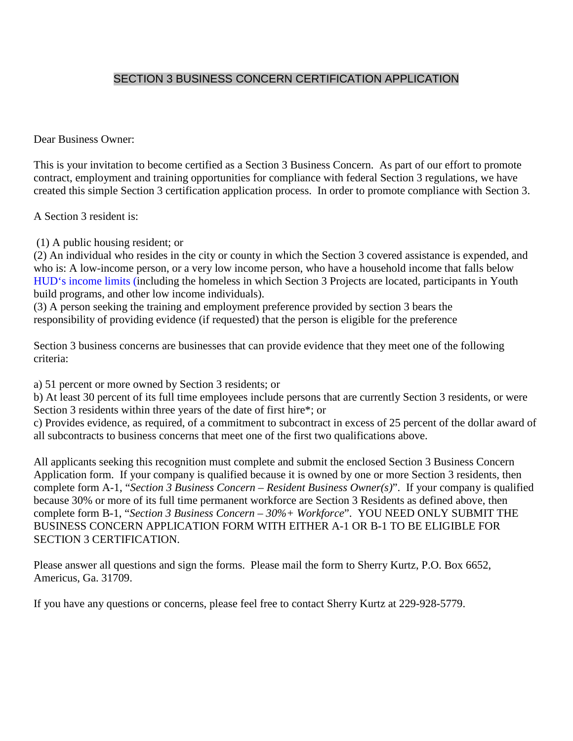# SECTION 3 BUSINESS CONCERN CERTIFICATION APPLICATION

Dear Business Owner:

This is your invitation to become certified as a Section 3 Business Concern. As part of our effort to promote contract, employment and training opportunities for compliance with federal Section 3 regulations, we have created this simple Section 3 certification application process. In order to promote compliance with Section 3.

A Section 3 resident is:

(1) A public housing resident; or
(2) An individual who resides in the city or county in which the Section 3 covered assistance is expended, and who is: A low-income person, or a very low income person, who have a household income that falls below HUD's income limits (including the homeless in which Section 3 Projects are located, participants in Youth build programs, and other low income individuals).
(3) A person seeking the training and employment preference provided by section 3 bears the responsibility of providing evidence (if requested) that the person is eligible for the preference

Section 3 business concerns are businesses that can provide evidence that they meet one of the following criteria:

a) 51 percent or more owned by Section 3 residents; or
b) At least 30 percent of its full time employees include persons that are currently Section 3 residents, or were Section 3 residents within three years of the date of first hire*; or
c) Provides evidence, as required, of a commitment to subcontract in excess of 25 percent of the dollar award of all subcontracts to business concerns that meet one of the first two qualifications above.

All applicants seeking this recognition must complete and submit the enclosed Section 3 Business Concern Application form. If your company is qualified because it is owned by one or more Section 3 residents, then complete form A-1, "*Section 3 Business Concern – Resident Business Owner(s)*". If your company is qualified because 30% or more of its full time permanent workforce are Section 3 Residents as defined above, then complete form B-1, "*Section 3 Business Concern – 30%+ Workforce*". YOU NEED ONLY SUBMIT THE BUSINESS CONCERN APPLICATION FORM WITH EITHER A-1 OR B-1 TO BE ELIGIBLE FOR SECTION 3 CERTIFICATION.

Please answer all questions and sign the forms. Please mail the form to Sherry Kurtz, P.O. Box 6652, Americus, Ga. 31709.

If you have any questions or concerns, please feel free to contact Sherry Kurtz at 229-928-5779.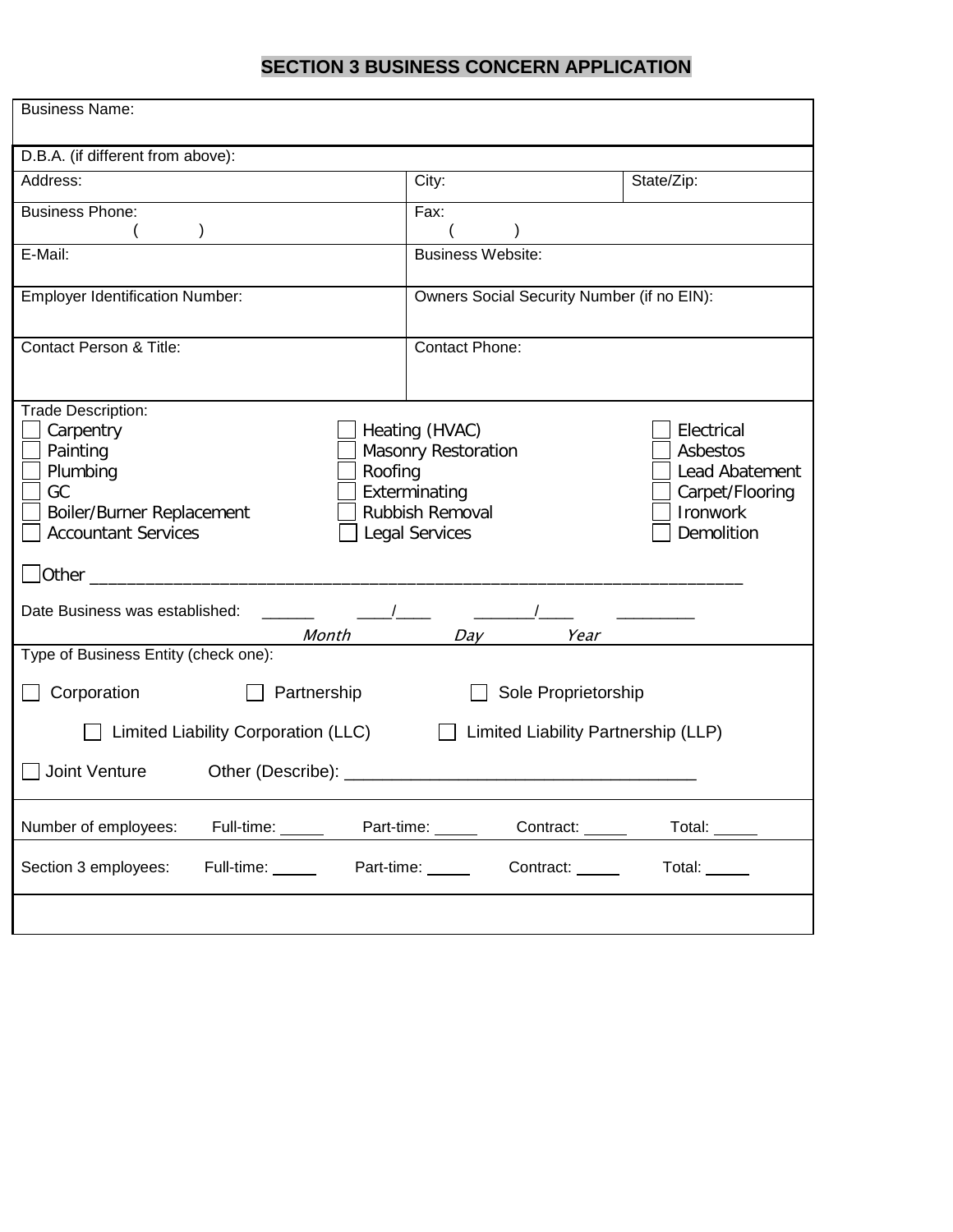## SECTION 3 BUSINESS CONCERN APPLICATION

| | | |
|---|---|---|
| Business Name: | | |
| D.B.A. (if different from above): | | |
| Address: | City: | State/Zip: |
| Business Phone: ( ) | Fax: ( ) | |
| E-Mail: | Business Website: | |
| Employer Identification Number: | Owners Social Security Number (if no EIN): | |
| Contact Person & Title: | Contact Phone: | |

Trade Description:

| | | |
|---|---|---|
| ☐ Carpentry | ☐ Heating (HVAC) | ☐ Electrical |
| ☐ Painting | ☐ Masonry Restoration | ☐ Asbestos |
| ☐ Plumbing | ☐ Roofing | ☐ Lead Abatement |
| ☐ GC | ☐ Exterminating | ☐ Carpet/Flooring |
| ☐ Boiler/Burner Replacement | ☐ Rubbish Removal | ☐ Ironwork |
| ☐ Accountant Services | ☐ Legal Services | ☐ Demolition |

☐ Other ____________________________________________________________________

Date Business was established: ______ ____/____ _______/____ _________

*Month* *Day* *Year*

Type of Business Entity (check one):

☐ Corporation ☐ Partnership ☐ Sole Proprietorship

☐ Limited Liability Corporation (LLC) ☐ Limited Liability Partnership (LLP)

☐ Joint Venture Other (Describe): ____________________________________

Number of employees: Full-time: _____ Part-time: _____ Contract: _____ Total: _____

Section 3 employees: Full-time: _____ Part-time: _____ Contract: _____ Total: _____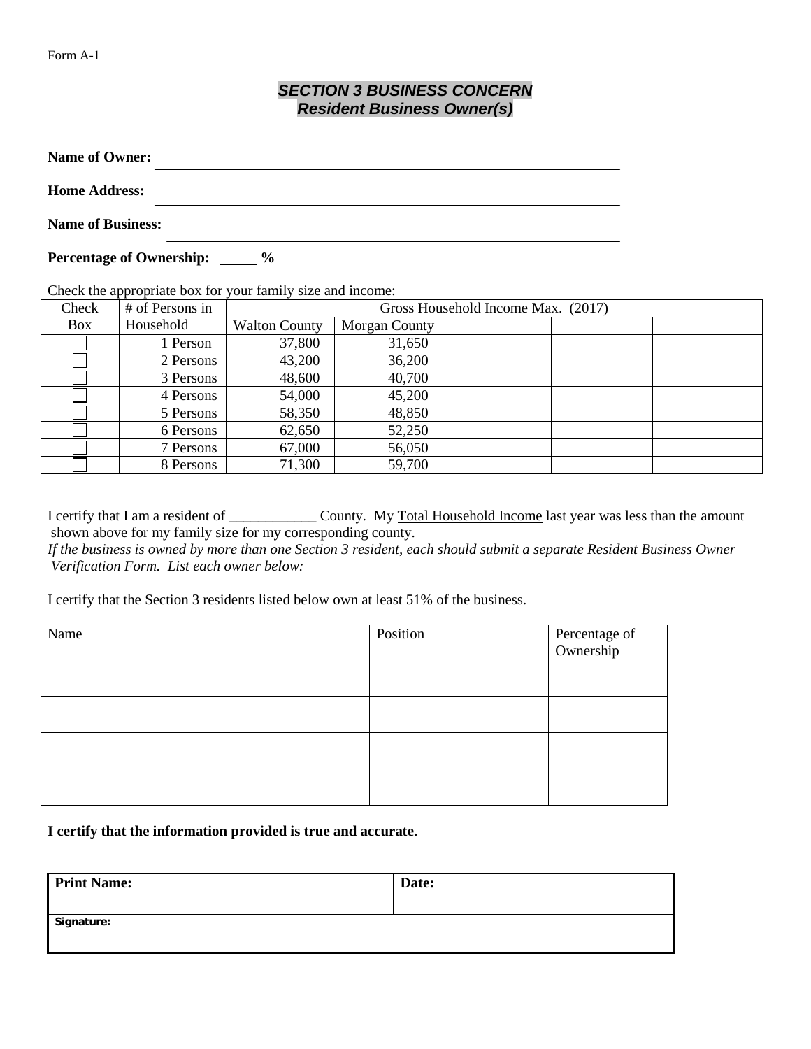Form A-1

## *SECTION 3 BUSINESS CONCERN*
## *Resident Business Owner(s)*

**Name of Owner:** ______________________________________________

**Home Address:** ______________________________________________

**Name of Business:** ______________________________________________

**Percentage of Ownership:** _____ %

Check the appropriate box for your family size and income:

| Check Box | # of Persons in Household | Gross Household Income Max. (2017) | | | | |
|---|---|---|---|---|---|---|
| | | Walton County | Morgan County | | | |
| ☐ | 1 Person | 37,800 | 31,650 | | | |
| ☐ | 2 Persons | 43,200 | 36,200 | | | |
| ☐ | 3 Persons | 48,600 | 40,700 | | | |
| ☐ | 4 Persons | 54,000 | 45,200 | | | |
| ☐ | 5 Persons | 58,350 | 48,850 | | | |
| ☐ | 6 Persons | 62,650 | 52,250 | | | |
| ☐ | 7 Persons | 67,000 | 56,050 | | | |
| ☐ | 8 Persons | 71,300 | 59,700 | | | |

I certify that I am a resident of ____________ County. My Total Household Income last year was less than the amount shown above for my family size for my corresponding county.

*If the business is owned by more than one Section 3 resident, each should submit a separate Resident Business Owner Verification Form. List each owner below:*

I certify that the Section 3 residents listed below own at least 51% of the business.

| Name | Position | Percentage of Ownership |
|---|---|---|
| | | |
| | | |
| | | |
| | | |

**I certify that the information provided is true and accurate.**

| **Print Name:** | **Date:** |
|---|---|
| **Signature:** | |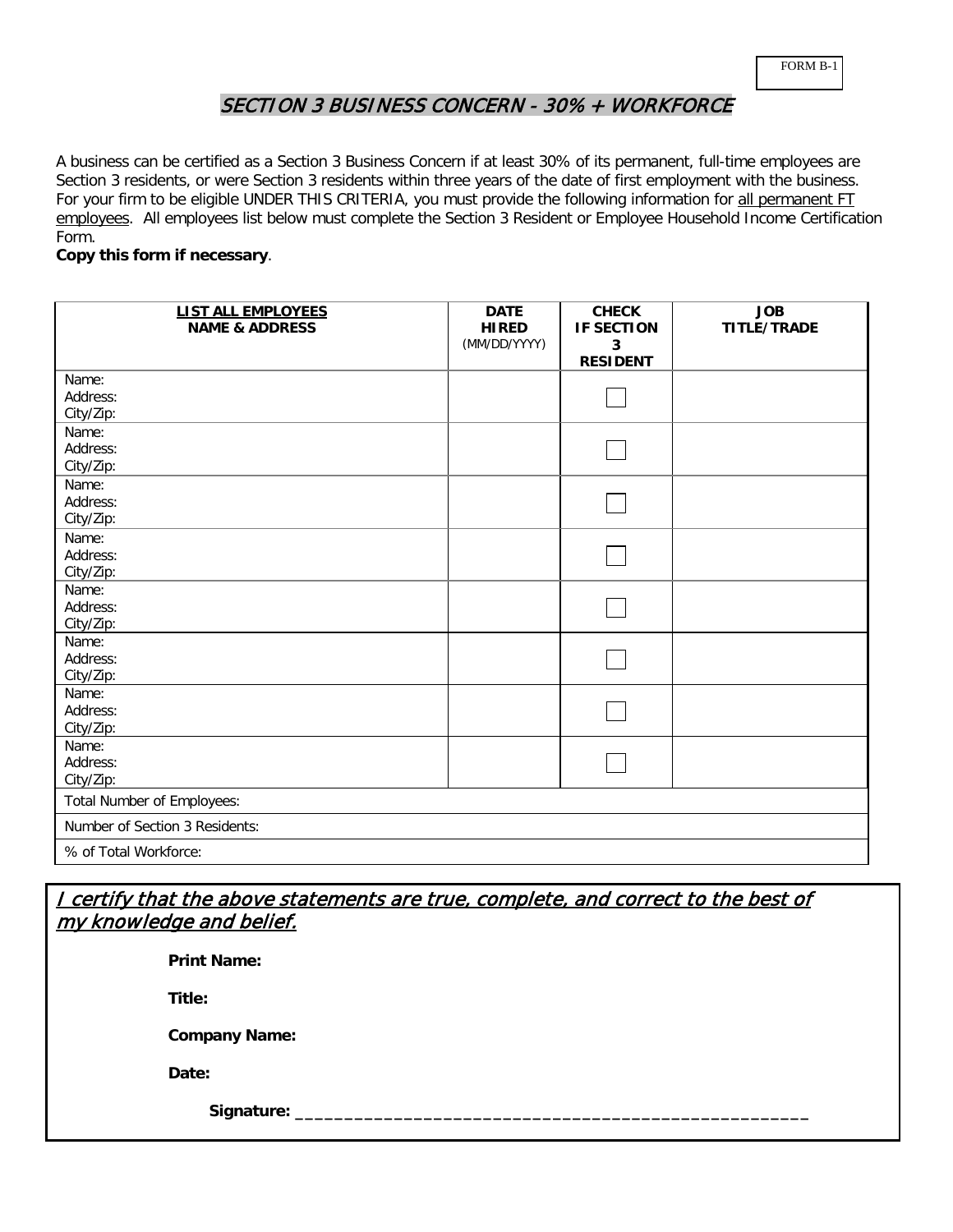FORM B-1

## *SECTION 3 BUSINESS CONCERN - 30% + WORKFORCE*

A business can be certified as a Section 3 Business Concern if at least 30% of its permanent, full-time employees are Section 3 residents, or were Section 3 residents within three years of the date of first employment with the business. For your firm to be eligible UNDER THIS CRITERIA, you must provide the following information for all permanent FT employees. All employees list below must complete the Section 3 Resident or Employee Household Income Certification Form.

**Copy this form if necessary**.

| **LIST ALL EMPLOYEES NAME & ADDRESS** | **DATE HIRED** (MM/DD/YYYY) | **CHECK IF SECTION 3 RESIDENT** | **JOB TITLE/TRADE** |
|---|---|---|---|
| Name:<br>Address:<br>City/Zip: | | ☐ | |
| Name:<br>Address:<br>City/Zip: | | ☐ | |
| Name:<br>Address:<br>City/Zip: | | ☐ | |
| Name:<br>Address:<br>City/Zip: | | ☐ | |
| Name:<br>Address:<br>City/Zip: | | ☐ | |
| Name:<br>Address:<br>City/Zip: | | ☐ | |
| Name:<br>Address:<br>City/Zip: | | ☐ | |
| Name:<br>Address:<br>City/Zip: | | ☐ | |
| Total Number of Employees: | | | |
| Number of Section 3 Residents: | | | |
| % of Total Workforce: | | | |

*I certify that the above statements are true, complete, and correct to the best of my knowledge and belief.*

**Print Name:**

**Title:**

**Company Name:**

**Date:**

**Signature:** ____________________________________________________